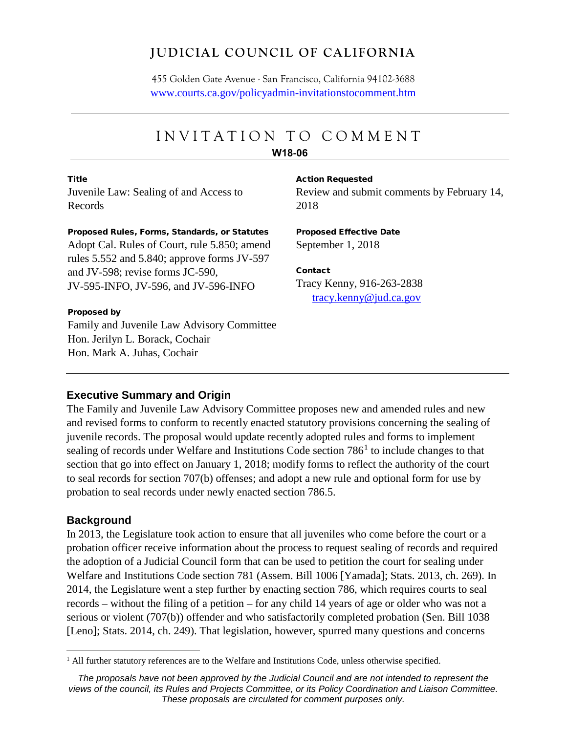# JUDICIAL COUNCIL OF CALIFORNIA

455 Golden Gate Avenue · San Francisco, California 94102-3688
www.courts.ca.gov/policyadmin-invitationstocomment.htm

## INVITATION TO COMMENT

**W18-06**

**Title**
Juvenile Law: Sealing of and Access to Records

**Proposed Rules, Forms, Standards, or Statutes**
Adopt Cal. Rules of Court, rule 5.850; amend rules 5.552 and 5.840; approve forms JV-597 and JV-598; revise forms JC-590, JV-595-INFO, JV-596, and JV-596-INFO

**Proposed by**
Family and Juvenile Law Advisory Committee
Hon. Jerilyn L. Borack, Cochair
Hon. Mark A. Juhas, Cochair

**Action Requested**
Review and submit comments by February 14, 2018

**Proposed Effective Date**
September 1, 2018

**Contact**
Tracy Kenny, 916-263-2838
tracy.kenny@jud.ca.gov

### Executive Summary and Origin

The Family and Juvenile Law Advisory Committee proposes new and amended rules and new and revised forms to conform to recently enacted statutory provisions concerning the sealing of juvenile records. The proposal would update recently adopted rules and forms to implement sealing of records under Welfare and Institutions Code section 786[1] to include changes to that section that go into effect on January 1, 2018; modify forms to reflect the authority of the court to seal records for section 707(b) offenses; and adopt a new rule and optional form for use by probation to seal records under newly enacted section 786.5.

### Background

In 2013, the Legislature took action to ensure that all juveniles who come before the court or a probation officer receive information about the process to request sealing of records and required the adoption of a Judicial Council form that can be used to petition the court for sealing under Welfare and Institutions Code section 781 (Assem. Bill 1006 [Yamada]; Stats. 2013, ch. 269). In 2014, the Legislature went a step further by enacting section 786, which requires courts to seal records – without the filing of a petition – for any child 14 years of age or older who was not a serious or violent (707(b)) offender and who satisfactorily completed probation (Sen. Bill 1038 [Leno]; Stats. 2014, ch. 249). That legislation, however, spurred many questions and concerns

[1] All further statutory references are to the Welfare and Institutions Code, unless otherwise specified.

*The proposals have not been approved by the Judicial Council and are not intended to represent the views of the council, its Rules and Projects Committee, or its Policy Coordination and Liaison Committee. These proposals are circulated for comment purposes only.*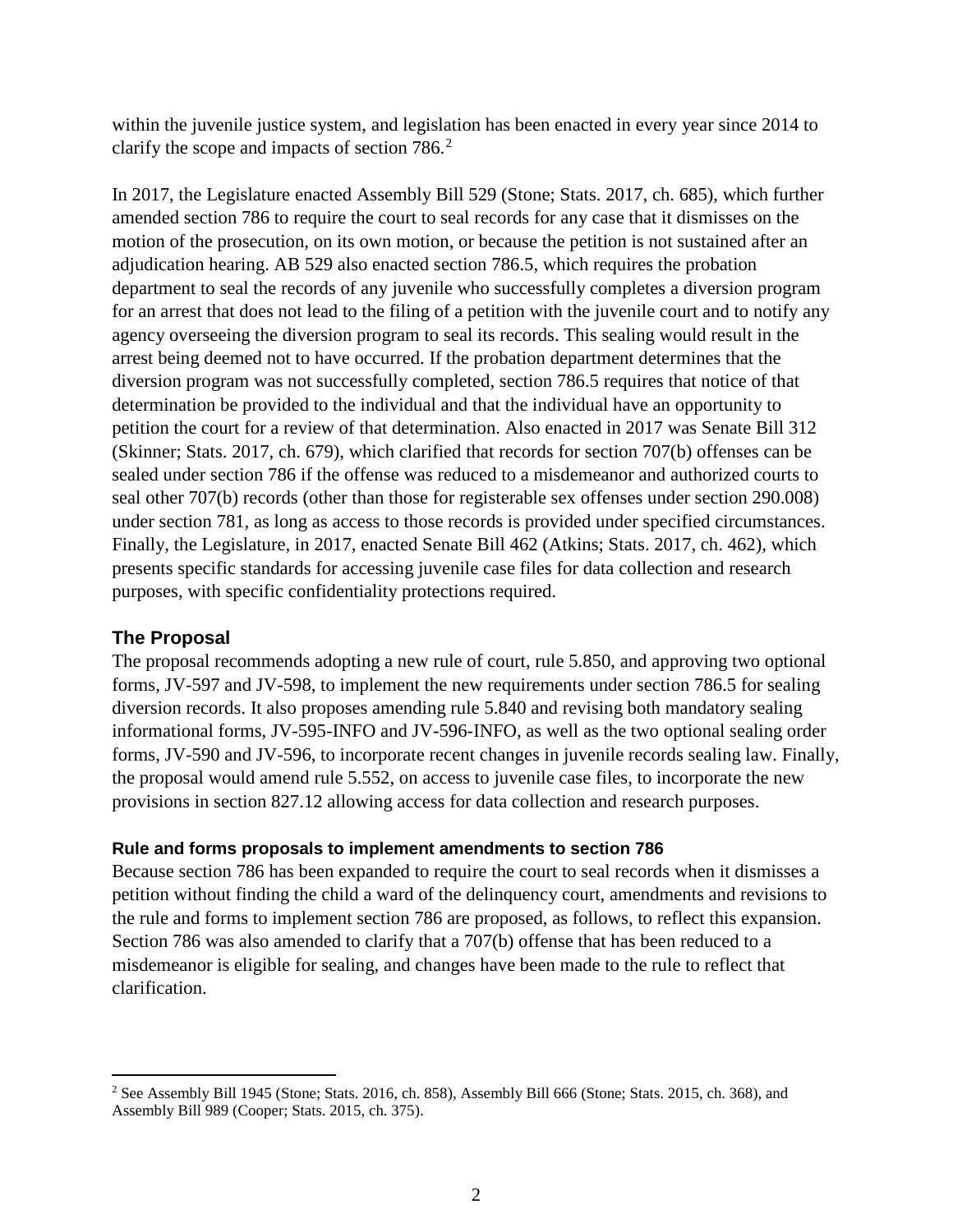within the juvenile justice system, and legislation has been enacted in every year since 2014 to clarify the scope and impacts of section 786.[2]

In 2017, the Legislature enacted Assembly Bill 529 (Stone; Stats. 2017, ch. 685), which further amended section 786 to require the court to seal records for any case that it dismisses on the motion of the prosecution, on its own motion, or because the petition is not sustained after an adjudication hearing. AB 529 also enacted section 786.5, which requires the probation department to seal the records of any juvenile who successfully completes a diversion program for an arrest that does not lead to the filing of a petition with the juvenile court and to notify any agency overseeing the diversion program to seal its records. This sealing would result in the arrest being deemed not to have occurred. If the probation department determines that the diversion program was not successfully completed, section 786.5 requires that notice of that determination be provided to the individual and that the individual have an opportunity to petition the court for a review of that determination. Also enacted in 2017 was Senate Bill 312 (Skinner; Stats. 2017, ch. 679), which clarified that records for section 707(b) offenses can be sealed under section 786 if the offense was reduced to a misdemeanor and authorized courts to seal other 707(b) records (other than those for registerable sex offenses under section 290.008) under section 781, as long as access to those records is provided under specified circumstances. Finally, the Legislature, in 2017, enacted Senate Bill 462 (Atkins; Stats. 2017, ch. 462), which presents specific standards for accessing juvenile case files for data collection and research purposes, with specific confidentiality protections required.

## The Proposal

The proposal recommends adopting a new rule of court, rule 5.850, and approving two optional forms, JV-597 and JV-598, to implement the new requirements under section 786.5 for sealing diversion records. It also proposes amending rule 5.840 and revising both mandatory sealing informational forms, JV-595-INFO and JV-596-INFO, as well as the two optional sealing order forms, JV-590 and JV-596, to incorporate recent changes in juvenile records sealing law. Finally, the proposal would amend rule 5.552, on access to juvenile case files, to incorporate the new provisions in section 827.12 allowing access for data collection and research purposes.

### Rule and forms proposals to implement amendments to section 786

Because section 786 has been expanded to require the court to seal records when it dismisses a petition without finding the child a ward of the delinquency court, amendments and revisions to the rule and forms to implement section 786 are proposed, as follows, to reflect this expansion. Section 786 was also amended to clarify that a 707(b) offense that has been reduced to a misdemeanor is eligible for sealing, and changes have been made to the rule to reflect that clarification.

[2] See Assembly Bill 1945 (Stone; Stats. 2016, ch. 858), Assembly Bill 666 (Stone; Stats. 2015, ch. 368), and Assembly Bill 989 (Cooper; Stats. 2015, ch. 375).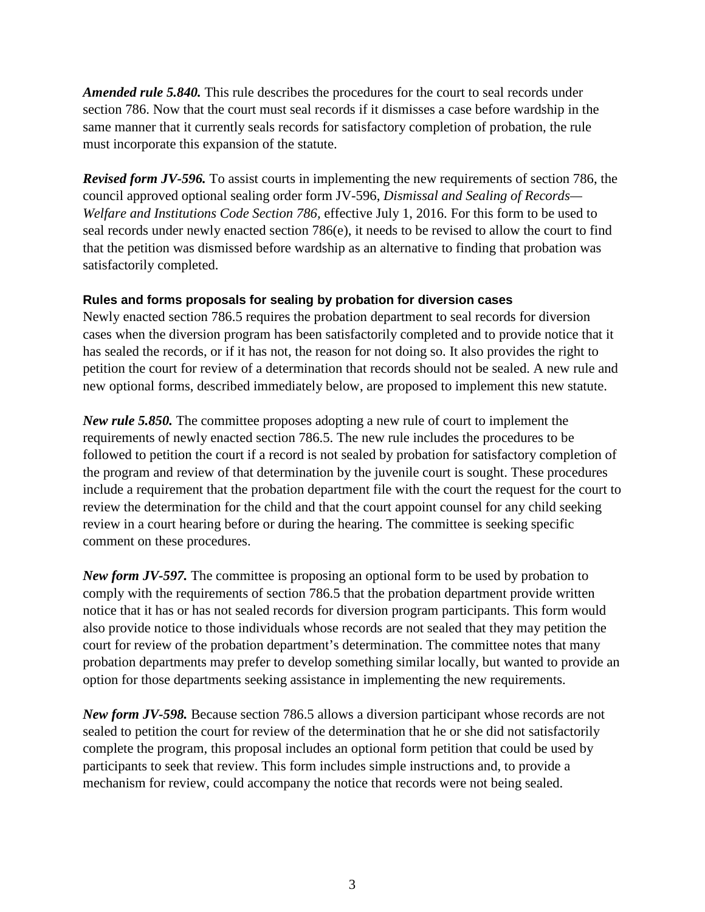***Amended rule 5.840.*** This rule describes the procedures for the court to seal records under section 786. Now that the court must seal records if it dismisses a case before wardship in the same manner that it currently seals records for satisfactory completion of probation, the rule must incorporate this expansion of the statute.

***Revised form JV-596.*** To assist courts in implementing the new requirements of section 786, the council approved optional sealing order form JV-596, *Dismissal and Sealing of Records—Welfare and Institutions Code Section 786*, effective July 1, 2016. For this form to be used to seal records under newly enacted section 786(e), it needs to be revised to allow the court to find that the petition was dismissed before wardship as an alternative to finding that probation was satisfactorily completed.

#### Rules and forms proposals for sealing by probation for diversion cases

Newly enacted section 786.5 requires the probation department to seal records for diversion cases when the diversion program has been satisfactorily completed and to provide notice that it has sealed the records, or if it has not, the reason for not doing so. It also provides the right to petition the court for review of a determination that records should not be sealed. A new rule and new optional forms, described immediately below, are proposed to implement this new statute.

***New rule 5.850.*** The committee proposes adopting a new rule of court to implement the requirements of newly enacted section 786.5. The new rule includes the procedures to be followed to petition the court if a record is not sealed by probation for satisfactory completion of the program and review of that determination by the juvenile court is sought. These procedures include a requirement that the probation department file with the court the request for the court to review the determination for the child and that the court appoint counsel for any child seeking review in a court hearing before or during the hearing. The committee is seeking specific comment on these procedures.

***New form JV-597.*** The committee is proposing an optional form to be used by probation to comply with the requirements of section 786.5 that the probation department provide written notice that it has or has not sealed records for diversion program participants. This form would also provide notice to those individuals whose records are not sealed that they may petition the court for review of the probation department's determination. The committee notes that many probation departments may prefer to develop something similar locally, but wanted to provide an option for those departments seeking assistance in implementing the new requirements.

***New form JV-598.*** Because section 786.5 allows a diversion participant whose records are not sealed to petition the court for review of the determination that he or she did not satisfactorily complete the program, this proposal includes an optional form petition that could be used by participants to seek that review. This form includes simple instructions and, to provide a mechanism for review, could accompany the notice that records were not being sealed.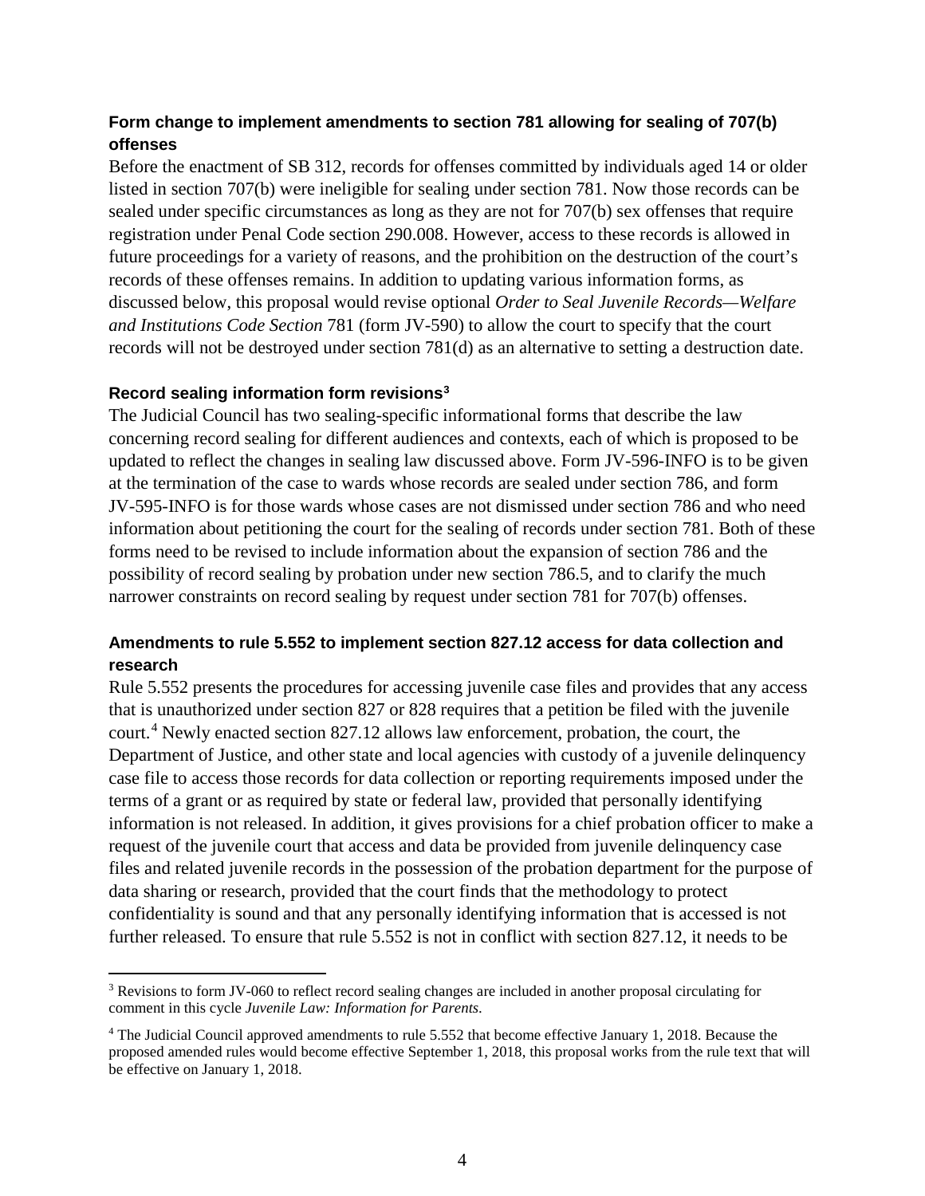### Form change to implement amendments to section 781 allowing for sealing of 707(b) offenses

Before the enactment of SB 312, records for offenses committed by individuals aged 14 or older listed in section 707(b) were ineligible for sealing under section 781. Now those records can be sealed under specific circumstances as long as they are not for 707(b) sex offenses that require registration under Penal Code section 290.008. However, access to these records is allowed in future proceedings for a variety of reasons, and the prohibition on the destruction of the court's records of these offenses remains. In addition to updating various information forms, as discussed below, this proposal would revise optional *Order to Seal Juvenile Records—Welfare and Institutions Code Section* 781 (form JV-590) to allow the court to specify that the court records will not be destroyed under section 781(d) as an alternative to setting a destruction date.

### Record sealing information form revisions[3]

The Judicial Council has two sealing-specific informational forms that describe the law concerning record sealing for different audiences and contexts, each of which is proposed to be updated to reflect the changes in sealing law discussed above. Form JV-596-INFO is to be given at the termination of the case to wards whose records are sealed under section 786, and form JV-595-INFO is for those wards whose cases are not dismissed under section 786 and who need information about petitioning the court for the sealing of records under section 781. Both of these forms need to be revised to include information about the expansion of section 786 and the possibility of record sealing by probation under new section 786.5, and to clarify the much narrower constraints on record sealing by request under section 781 for 707(b) offenses.

### Amendments to rule 5.552 to implement section 827.12 access for data collection and research

Rule 5.552 presents the procedures for accessing juvenile case files and provides that any access that is unauthorized under section 827 or 828 requires that a petition be filed with the juvenile court.[4] Newly enacted section 827.12 allows law enforcement, probation, the court, the Department of Justice, and other state and local agencies with custody of a juvenile delinquency case file to access those records for data collection or reporting requirements imposed under the terms of a grant or as required by state or federal law, provided that personally identifying information is not released. In addition, it gives provisions for a chief probation officer to make a request of the juvenile court that access and data be provided from juvenile delinquency case files and related juvenile records in the possession of the probation department for the purpose of data sharing or research, provided that the court finds that the methodology to protect confidentiality is sound and that any personally identifying information that is accessed is not further released. To ensure that rule 5.552 is not in conflict with section 827.12, it needs to be

---

[3] Revisions to form JV-060 to reflect record sealing changes are included in another proposal circulating for comment in this cycle *Juvenile Law: Information for Parents*.

[4] The Judicial Council approved amendments to rule 5.552 that become effective January 1, 2018. Because the proposed amended rules would become effective September 1, 2018, this proposal works from the rule text that will be effective on January 1, 2018.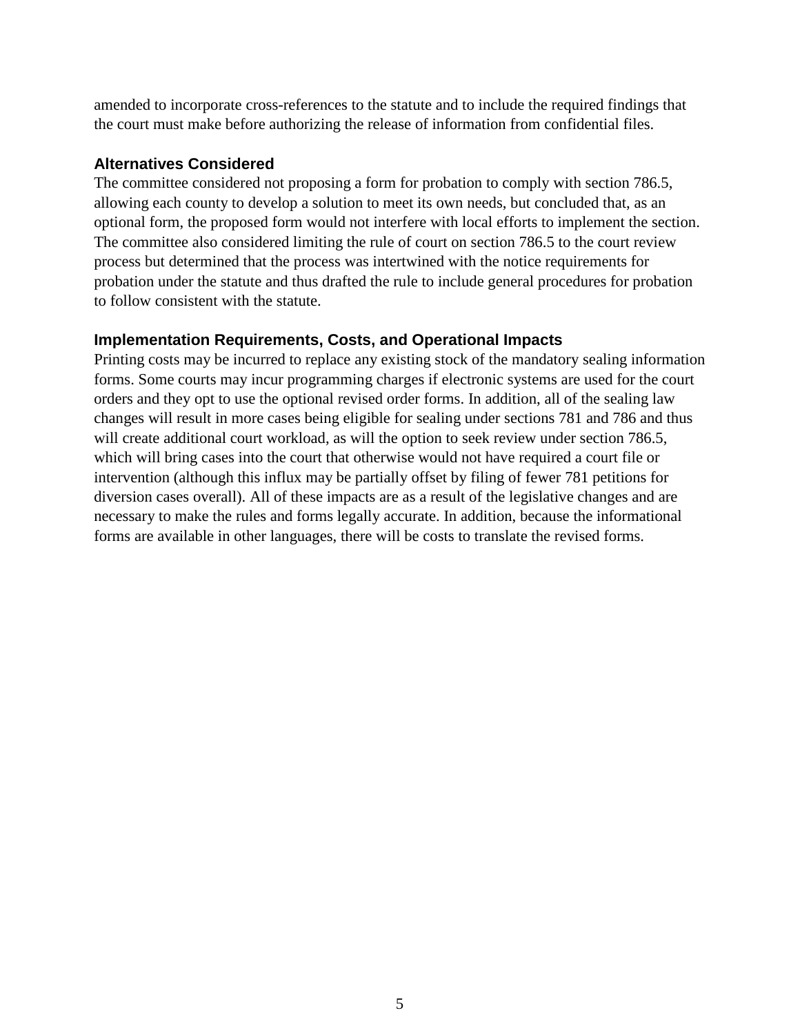amended to incorporate cross-references to the statute and to include the required findings that the court must make before authorizing the release of information from confidential files.

### Alternatives Considered

The committee considered not proposing a form for probation to comply with section 786.5, allowing each county to develop a solution to meet its own needs, but concluded that, as an optional form, the proposed form would not interfere with local efforts to implement the section. The committee also considered limiting the rule of court on section 786.5 to the court review process but determined that the process was intertwined with the notice requirements for probation under the statute and thus drafted the rule to include general procedures for probation to follow consistent with the statute.

### Implementation Requirements, Costs, and Operational Impacts

Printing costs may be incurred to replace any existing stock of the mandatory sealing information forms. Some courts may incur programming charges if electronic systems are used for the court orders and they opt to use the optional revised order forms. In addition, all of the sealing law changes will result in more cases being eligible for sealing under sections 781 and 786 and thus will create additional court workload, as will the option to seek review under section 786.5, which will bring cases into the court that otherwise would not have required a court file or intervention (although this influx may be partially offset by filing of fewer 781 petitions for diversion cases overall). All of these impacts are as a result of the legislative changes and are necessary to make the rules and forms legally accurate. In addition, because the informational forms are available in other languages, there will be costs to translate the revised forms.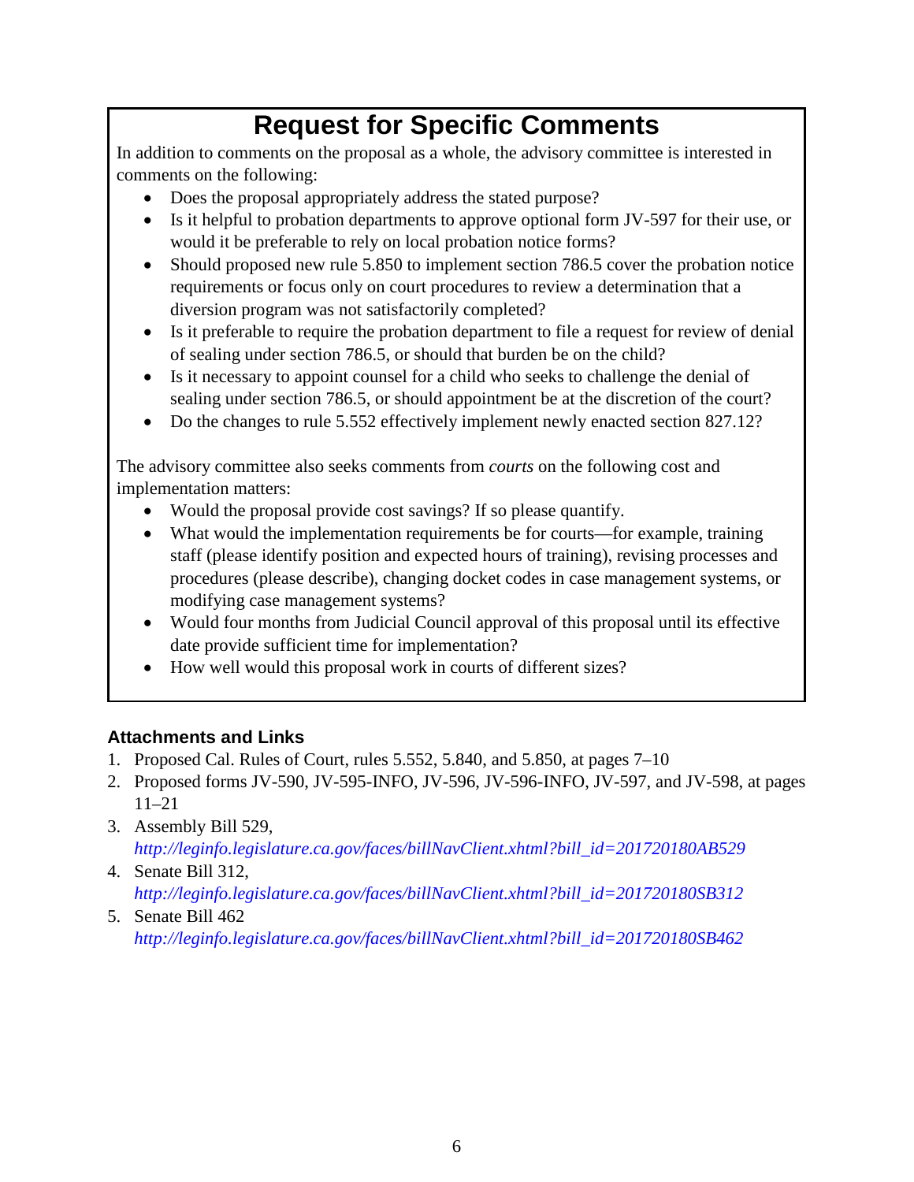## Request for Specific Comments

In addition to comments on the proposal as a whole, the advisory committee is interested in comments on the following:

- Does the proposal appropriately address the stated purpose?
- Is it helpful to probation departments to approve optional form JV-597 for their use, or would it be preferable to rely on local probation notice forms?
- Should proposed new rule 5.850 to implement section 786.5 cover the probation notice requirements or focus only on court procedures to review a determination that a diversion program was not satisfactorily completed?
- Is it preferable to require the probation department to file a request for review of denial of sealing under section 786.5, or should that burden be on the child?
- Is it necessary to appoint counsel for a child who seeks to challenge the denial of sealing under section 786.5, or should appointment be at the discretion of the court?
- Do the changes to rule 5.552 effectively implement newly enacted section 827.12?

The advisory committee also seeks comments from *courts* on the following cost and implementation matters:

- Would the proposal provide cost savings? If so please quantify.
- What would the implementation requirements be for courts—for example, training staff (please identify position and expected hours of training), revising processes and procedures (please describe), changing docket codes in case management systems, or modifying case management systems?
- Would four months from Judicial Council approval of this proposal until its effective date provide sufficient time for implementation?
- How well would this proposal work in courts of different sizes?

### Attachments and Links

1. Proposed Cal. Rules of Court, rules 5.552, 5.840, and 5.850, at pages 7–10
2. Proposed forms JV-590, JV-595-INFO, JV-596, JV-596-INFO, JV-597, and JV-598, at pages 11–21
3. Assembly Bill 529, *http://leginfo.legislature.ca.gov/faces/billNavClient.xhtml?bill_id=201720180AB529*
4. Senate Bill 312, *http://leginfo.legislature.ca.gov/faces/billNavClient.xhtml?bill_id=201720180SB312*
5. Senate Bill 462 *http://leginfo.legislature.ca.gov/faces/billNavClient.xhtml?bill_id=201720180SB462*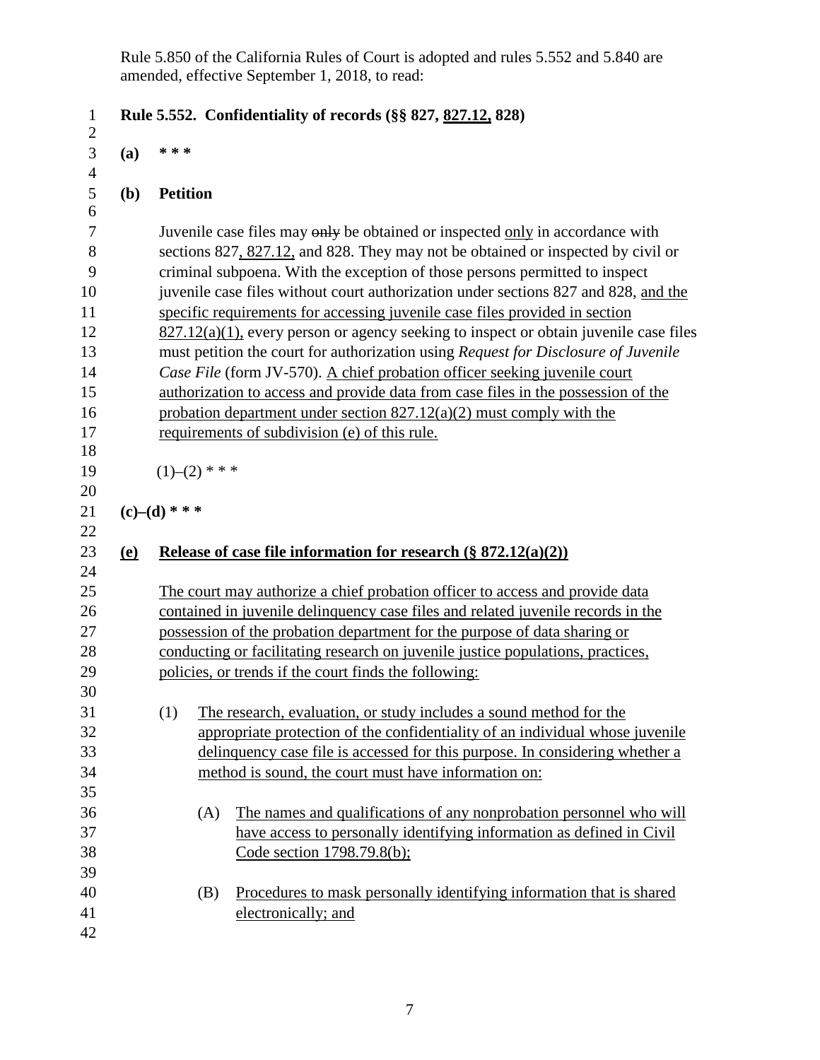Rule 5.850 of the California Rules of Court is adopted and rules 5.552 and 5.840 are amended, effective September 1, 2018, to read:

**Rule 5.552. Confidentiality of records (§§ 827, 827.12, 828)**

**(a) \* \* \***

**(b) Petition**

Juvenile case files may ~~only~~ be obtained or inspected only in accordance with sections 827, 827.12, and 828. They may not be obtained or inspected by civil or criminal subpoena. With the exception of those persons permitted to inspect juvenile case files without court authorization under sections 827 and 828, and the specific requirements for accessing juvenile case files provided in section 827.12(a)(1), every person or agency seeking to inspect or obtain juvenile case files must petition the court for authorization using *Request for Disclosure of Juvenile Case File* (form JV-570). A chief probation officer seeking juvenile court authorization to access and provide data from case files in the possession of the probation department under section 827.12(a)(2) must comply with the requirements of subdivision (e) of this rule.

(1)–(2) \* \* \*

**(c)–(d) \* \* \***

**(e) Release of case file information for research (§ 872.12(a)(2))**

The court may authorize a chief probation officer to access and provide data contained in juvenile delinquency case files and related juvenile records in the possession of the probation department for the purpose of data sharing or conducting or facilitating research on juvenile justice populations, practices, policies, or trends if the court finds the following:

(1) The research, evaluation, or study includes a sound method for the appropriate protection of the confidentiality of an individual whose juvenile delinquency case file is accessed for this purpose. In considering whether a method is sound, the court must have information on:

(A) The names and qualifications of any nonprobation personnel who will have access to personally identifying information as defined in Civil Code section 1798.79.8(b);

(B) Procedures to mask personally identifying information that is shared electronically; and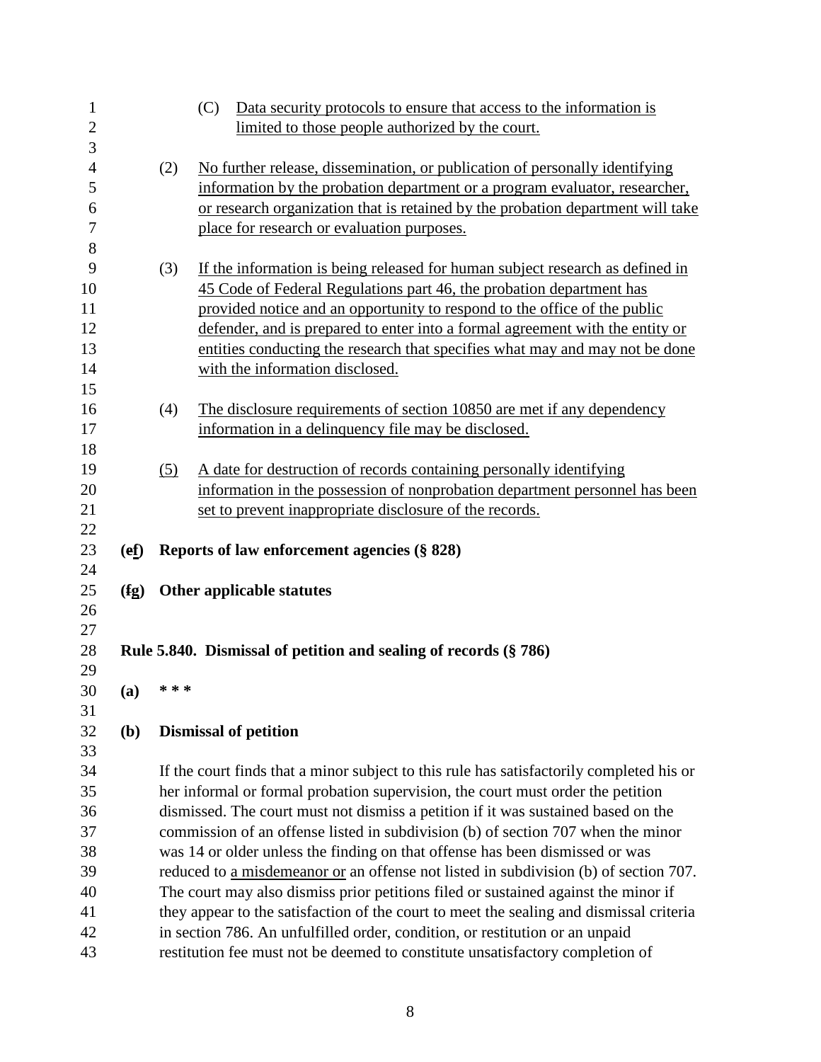(C) Data security protocols to ensure that access to the information is limited to those people authorized by the court.

(2) No further release, dissemination, or publication of personally identifying information by the probation department or a program evaluator, researcher, or research organization that is retained by the probation department will take place for research or evaluation purposes.

(3) If the information is being released for human subject research as defined in 45 Code of Federal Regulations part 46, the probation department has provided notice and an opportunity to respond to the office of the public defender, and is prepared to enter into a formal agreement with the entity or entities conducting the research that specifies what may and may not be done with the information disclosed.

(4) The disclosure requirements of section 10850 are met if any dependency information in a delinquency file may be disclosed.

(5) A date for destruction of records containing personally identifying information in the possession of nonprobation department personnel has been set to prevent inappropriate disclosure of the records.

**(ef) Reports of law enforcement agencies (§ 828)**

**(fg) Other applicable statutes**

**Rule 5.840. Dismissal of petition and sealing of records (§ 786)**

**(a) * * ***

**(b) Dismissal of petition**

If the court finds that a minor subject to this rule has satisfactorily completed his or her informal or formal probation supervision, the court must order the petition dismissed. The court must not dismiss a petition if it was sustained based on the commission of an offense listed in subdivision (b) of section 707 when the minor was 14 or older unless the finding on that offense has been dismissed or was reduced to a misdemeanor or an offense not listed in subdivision (b) of section 707. The court may also dismiss prior petitions filed or sustained against the minor if they appear to the satisfaction of the court to meet the sealing and dismissal criteria in section 786. An unfulfilled order, condition, or restitution or an unpaid restitution fee must not be deemed to constitute unsatisfactory completion of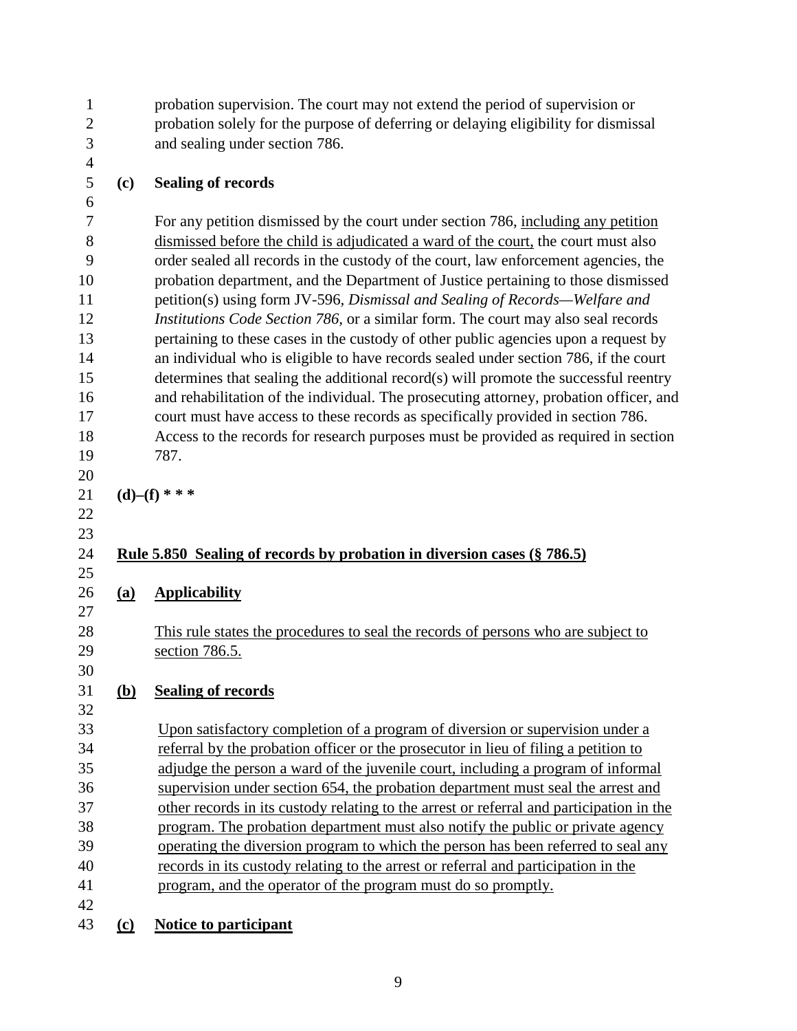probation supervision. The court may not extend the period of supervision or probation solely for the purpose of deferring or delaying eligibility for dismissal and sealing under section 786.

**(c) Sealing of records**

For any petition dismissed by the court under section 786, <u>including any petition dismissed before the child is adjudicated a ward of the court,</u> the court must also order sealed all records in the custody of the court, law enforcement agencies, the probation department, and the Department of Justice pertaining to those dismissed petition(s) using form JV-596, *Dismissal and Sealing of Records—Welfare and Institutions Code Section 786*, or a similar form. The court may also seal records pertaining to these cases in the custody of other public agencies upon a request by an individual who is eligible to have records sealed under section 786, if the court determines that sealing the additional record(s) will promote the successful reentry and rehabilitation of the individual. The prosecuting attorney, probation officer, and court must have access to these records as specifically provided in section 786. Access to the records for research purposes must be provided as required in section 787.

**(d)–(f) * * ***

<u>**Rule 5.850 Sealing of records by probation in diversion cases (§ 786.5)**</u>

<u>**(a) Applicability**</u>

<u>This rule states the procedures to seal the records of persons who are subject to section 786.5.</u>

<u>**(b) Sealing of records**</u>

<u>Upon satisfactory completion of a program of diversion or supervision under a referral by the probation officer or the prosecutor in lieu of filing a petition to adjudge the person a ward of the juvenile court, including a program of informal supervision under section 654, the probation department must seal the arrest and other records in its custody relating to the arrest or referral and participation in the program. The probation department must also notify the public or private agency operating the diversion program to which the person has been referred to seal any records in its custody relating to the arrest or referral and participation in the program, and the operator of the program must do so promptly.</u>

<u>**(c) Notice to participant**</u>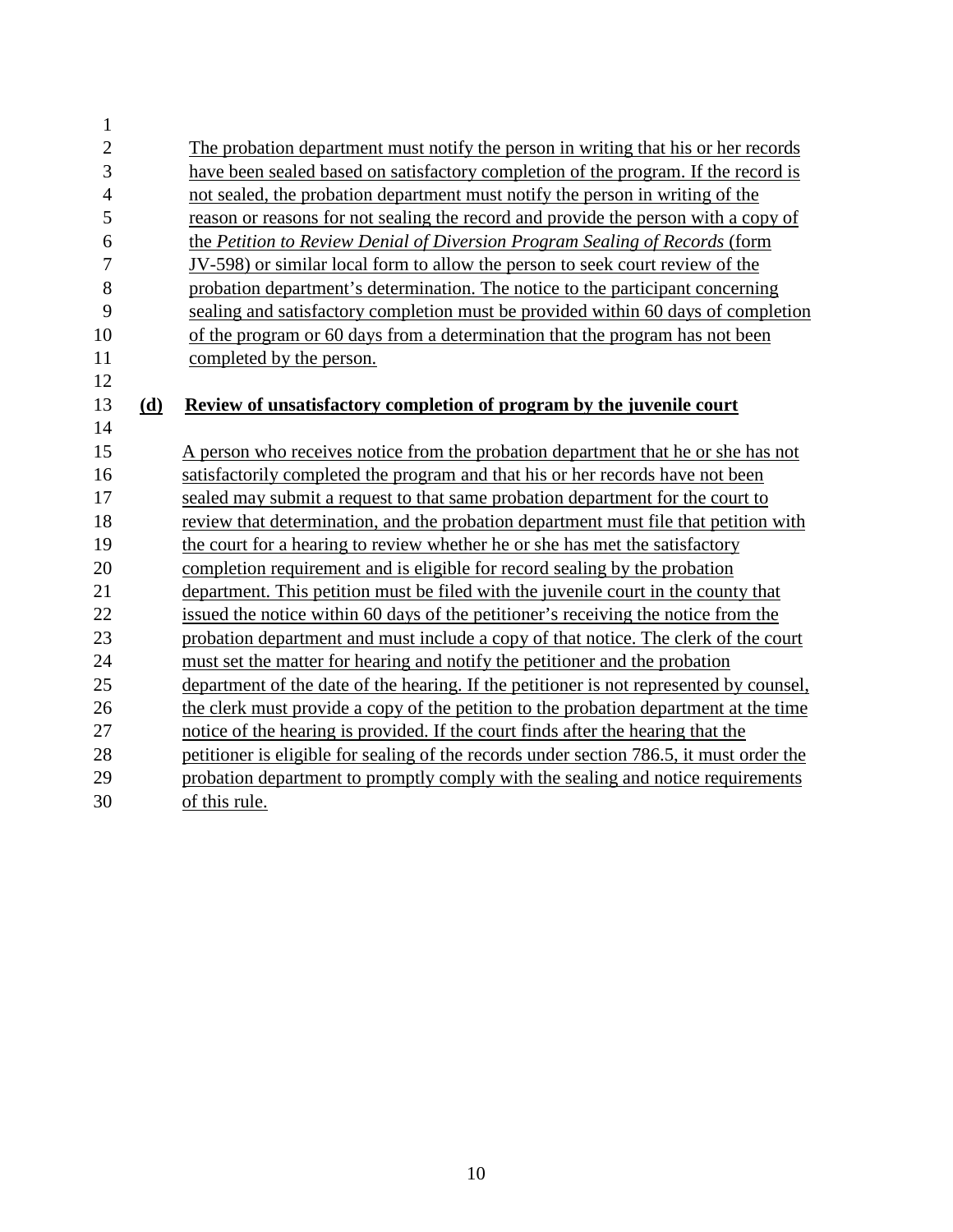The probation department must notify the person in writing that his or her records have been sealed based on satisfactory completion of the program. If the record is not sealed, the probation department must notify the person in writing of the reason or reasons for not sealing the record and provide the person with a copy of the *Petition to Review Denial of Diversion Program Sealing of Records* (form JV-598) or similar local form to allow the person to seek court review of the probation department's determination. The notice to the participant concerning sealing and satisfactory completion must be provided within 60 days of completion of the program or 60 days from a determination that the program has not been completed by the person.

**(d) Review of unsatisfactory completion of program by the juvenile court**

A person who receives notice from the probation department that he or she has not satisfactorily completed the program and that his or her records have not been sealed may submit a request to that same probation department for the court to review that determination, and the probation department must file that petition with the court for a hearing to review whether he or she has met the satisfactory completion requirement and is eligible for record sealing by the probation department. This petition must be filed with the juvenile court in the county that issued the notice within 60 days of the petitioner's receiving the notice from the probation department and must include a copy of that notice. The clerk of the court must set the matter for hearing and notify the petitioner and the probation department of the date of the hearing. If the petitioner is not represented by counsel, the clerk must provide a copy of the petition to the probation department at the time notice of the hearing is provided. If the court finds after the hearing that the petitioner is eligible for sealing of the records under section 786.5, it must order the probation department to promptly comply with the sealing and notice requirements of this rule.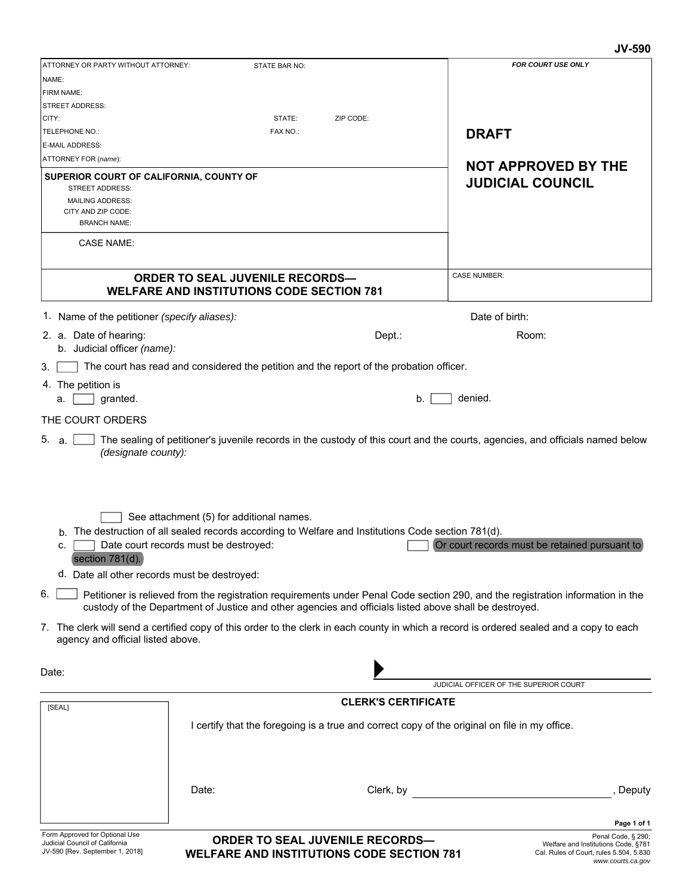JV-590

| ATTORNEY OR PARTY WITHOUT ATTORNEY: STATE BAR NO: | FOR COURT USE ONLY |
|---|---|
| NAME: | |
| FIRM NAME: | |
| STREET ADDRESS: | |
| CITY: STATE: ZIP CODE: | |
| TELEPHONE NO.: FAX NO.: | **DRAFT** |
| E-MAIL ADDRESS: | |
| ATTORNEY FOR *(name)*: | **NOT APPROVED BY THE JUDICIAL COUNCIL** |
| **SUPERIOR COURT OF CALIFORNIA, COUNTY OF** | |
| STREET ADDRESS: | |
| MAILING ADDRESS: | |
| CITY AND ZIP CODE: | |
| BRANCH NAME: | |
| CASE NAME: | |
| **ORDER TO SEAL JUVENILE RECORDS— WELFARE AND INSTITUTIONS CODE SECTION 781** | CASE NUMBER: |

1. Name of the petitioner *(specify aliases)*: Date of birth:

2. a. Date of hearing: Dept.: Room:
   b. Judicial officer *(name)*:

3. ☐ The court has read and considered the petition and the report of the probation officer.

4. The petition is
   a. ☐ granted. b. ☐ denied.

THE COURT ORDERS

5. a. ☐ The sealing of petitioner's juvenile records in the custody of this court and the courts, agencies, and officials named below *(designate county)*:

   ☐ See attachment (5) for additional names.

   b. The destruction of all sealed records according to Welfare and Institutions Code section 781(d).
   c. ☐ Date court records must be destroyed: ☐ Or court records must be retained pursuant to section 781(d).
   d. Date all other records must be destroyed:

6. ☐ Petitioner is relieved from the registration requirements under Penal Code section 290, and the registration information in the custody of the Department of Justice and other agencies and officials listed above shall be destroyed.

7. The clerk will send a certified copy of this order to the clerk in each county in which a record is ordered sealed and a copy to each agency and official listed above.

Date:

▶ ______________________________
JUDICIAL OFFICER OF THE SUPERIOR COURT

**CLERK'S CERTIFICATE**

[SEAL]

I certify that the foregoing is a true and correct copy of the original on file in my office.

Date: Clerk, by ______________________________, Deputy

Form Approved for Optional Use
Judicial Council of California
JV-590 [Rev. September 1, 2018]

**ORDER TO SEAL JUVENILE RECORDS— WELFARE AND INSTITUTIONS CODE SECTION 781**

Penal Code, § 290;
Welfare and Institutions Code, §781
Cal. Rules of Court, rules 5.504, 5.830
*www.courts.ca.gov*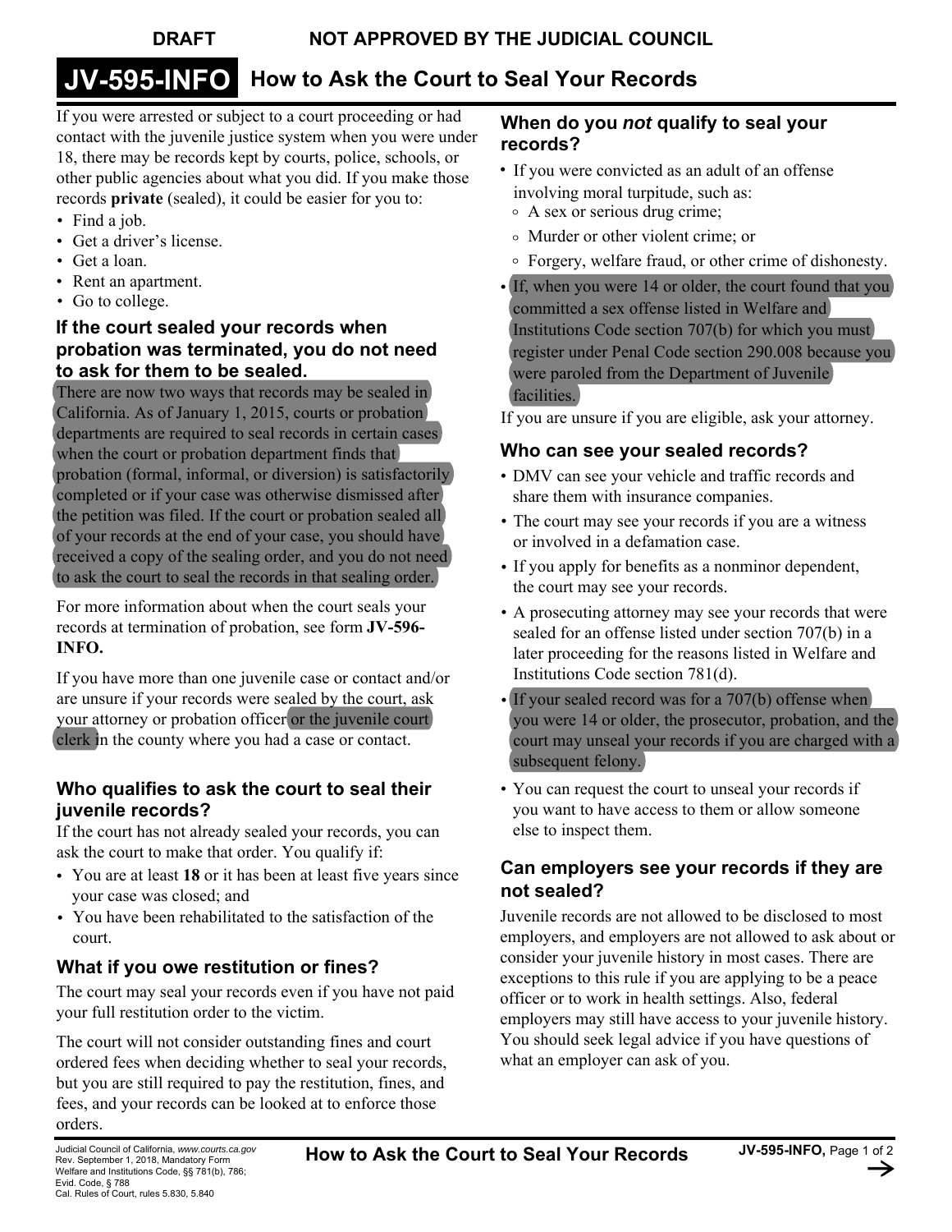DRAFT NOT APPROVED BY THE JUDICIAL COUNCIL

# JV-595-INFO How to Ask the Court to Seal Your Records

If you were arrested or subject to a court proceeding or had contact with the juvenile justice system when you were under 18, there may be records kept by courts, police, schools, or other public agencies about what you did. If you make those records **private** (sealed), it could be easier for you to:

- Find a job.
- Get a driver's license.
- Get a loan.
- Rent an apartment.
- Go to college.

### If the court sealed your records when probation was terminated, you do not need to ask for them to be sealed.

There are now two ways that records may be sealed in California. As of January 1, 2015, courts or probation departments are required to seal records in certain cases when the court or probation department finds that probation (formal, informal, or diversion) is satisfactorily completed or if your case was otherwise dismissed after the petition was filed. If the court or probation sealed all of your records at the end of your case, you should have received a copy of the sealing order, and you do not need to ask the court to seal the records in that sealing order.

For more information about when the court seals your records at termination of probation, see form **JV-596-INFO.**

If you have more than one juvenile case or contact and/or are unsure if your records were sealed by the court, ask your attorney or probation officer or the juvenile court clerk in the county where you had a case or contact.

### Who qualifies to ask the court to seal their juvenile records?

If the court has not already sealed your records, you can ask the court to make that order. You qualify if:

- You are at least **18** or it has been at least five years since your case was closed; and
- You have been rehabilitated to the satisfaction of the court.

### What if you owe restitution or fines?

The court may seal your records even if you have not paid your full restitution order to the victim.

The court will not consider outstanding fines and court ordered fees when deciding whether to seal your records, but you are still required to pay the restitution, fines, and fees, and your records can be looked at to enforce those orders.

### When do you *not* qualify to seal your records?

- If you were convicted as an adult of an offense involving moral turpitude, such as:
  - A sex or serious drug crime;
  - Murder or other violent crime; or
  - Forgery, welfare fraud, or other crime of dishonesty.
- If, when you were 14 or older, the court found that you committed a sex offense listed in Welfare and Institutions Code section 707(b) for which you must register under Penal Code section 290.008 because you were paroled from the Department of Juvenile facilities.

If you are unsure if you are eligible, ask your attorney.

### Who can see your sealed records?

- DMV can see your vehicle and traffic records and share them with insurance companies.
- The court may see your records if you are a witness or involved in a defamation case.
- If you apply for benefits as a nonminor dependent, the court may see your records.
- A prosecuting attorney may see your records that were sealed for an offense listed under section 707(b) in a later proceeding for the reasons listed in Welfare and Institutions Code section 781(d).
- If your sealed record was for a 707(b) offense when you were 14 or older, the prosecutor, probation, and the court may unseal your records if you are charged with a subsequent felony.
- You can request the court to unseal your records if you want to have access to them or allow someone else to inspect them.

### Can employers see your records if they are not sealed?

Juvenile records are not allowed to be disclosed to most employers, and employers are not allowed to ask about or consider your juvenile history in most cases. There are exceptions to this rule if you are applying to be a peace officer or to work in health settings. Also, federal employers may still have access to your juvenile history. You should seek legal advice if you have questions of what an employer can ask of you.

Judicial Council of California, www.courts.ca.gov
Rev. September 1, 2018, Mandatory Form
Welfare and Institutions Code, §§ 781(b), 786;
Evid. Code, § 788
Cal. Rules of Court, rules 5.830, 5.840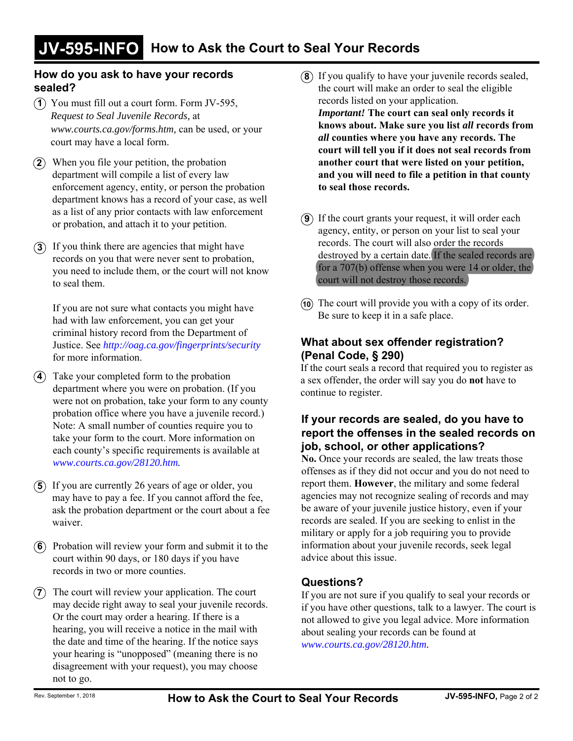# JV-595-INFO How to Ask the Court to Seal Your Records

## How do you ask to have your records sealed?

1. You must fill out a court form. Form JV-595, *Request to Seal Juvenile Records,* at *www.courts.ca.gov/forms.htm,* can be used, or your court may have a local form.

2. When you file your petition, the probation department will compile a list of every law enforcement agency, entity, or person the probation department knows has a record of your case, as well as a list of any prior contacts with law enforcement or probation, and attach it to your petition.

3. If you think there are agencies that might have records on you that were never sent to probation, you need to include them, or the court will not know to seal them.

   If you are not sure what contacts you might have had with law enforcement, you can get your criminal history record from the Department of Justice. See *http://oag.ca.gov/fingerprints/security* for more information.

4. Take your completed form to the probation department where you were on probation. (If you were not on probation, take your form to any county probation office where you have a juvenile record.) Note: A small number of counties require you to take your form to the court. More information on each county's specific requirements is available at *www.courts.ca.gov/28120.htm.*

5. If you are currently 26 years of age or older, you may have to pay a fee. If you cannot afford the fee, ask the probation department or the court about a fee waiver.

6. Probation will review your form and submit it to the court within 90 days, or 180 days if you have records in two or more counties.

7. The court will review your application. The court may decide right away to seal your juvenile records. Or the court may order a hearing. If there is a hearing, you will receive a notice in the mail with the date and time of the hearing. If the notice says your hearing is "unopposed" (meaning there is no disagreement with your request), you may choose not to go.

8. If you qualify to have your juvenile records sealed, the court will make an order to seal the eligible records listed on your application.
   ***Important!* The court can seal only records it knows about. Make sure you list *all* records from *all* counties where you have any records. The court will tell you if it does not seal records from another court that were listed on your petition, and you will need to file a petition in that county to seal those records.**

9. If the court grants your request, it will order each agency, entity, or person on your list to seal your records. The court will also order the records destroyed by a certain date. If the sealed records are for a 707(b) offense when you were 14 or older, the court will not destroy those records.

10. The court will provide you with a copy of its order. Be sure to keep it in a safe place.

## What about sex offender registration? (Penal Code, § 290)

If the court seals a record that required you to register as a sex offender, the order will say you do **not** have to continue to register.

## If your records are sealed, do you have to report the offenses in the sealed records on job, school, or other applications?

**No.** Once your records are sealed, the law treats those offenses as if they did not occur and you do not need to report them. **However**, the military and some federal agencies may not recognize sealing of records and may be aware of your juvenile justice history, even if your records are sealed. If you are seeking to enlist in the military or apply for a job requiring you to provide information about your juvenile records, seek legal advice about this issue.

## Questions?

If you are not sure if you qualify to seal your records or if you have other questions, talk to a lawyer. The court is not allowed to give you legal advice. More information about sealing your records can be found at *www.courts.ca.gov/28120.htm.*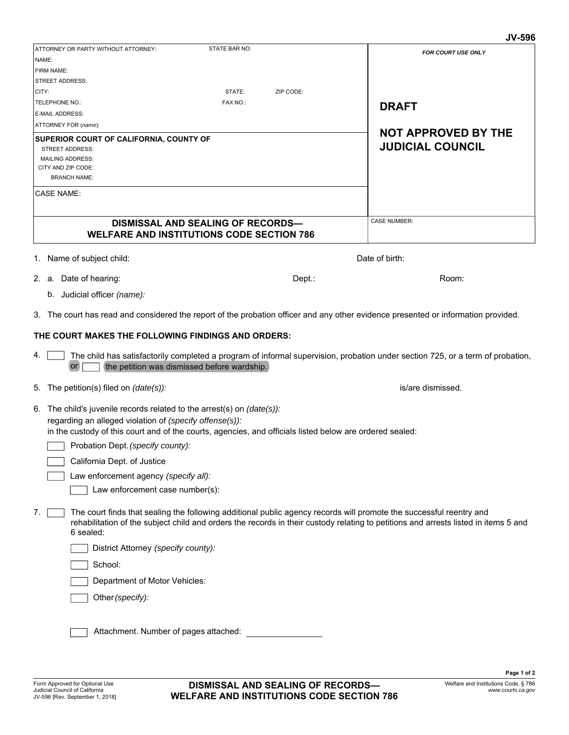JV-596

| ATTORNEY OR PARTY WITHOUT ATTORNEY: STATE BAR NO: | FOR COURT USE ONLY |
|---|---|
| NAME: | |
| FIRM NAME: | |
| STREET ADDRESS: | |
| CITY: STATE: ZIP CODE: | |
| TELEPHONE NO.: FAX NO.: | **DRAFT** |
| E-MAIL ADDRESS: | |
| ATTORNEY FOR (*name*): | **NOT APPROVED BY THE JUDICIAL COUNCIL** |
| **SUPERIOR COURT OF CALIFORNIA, COUNTY OF** | |
| STREET ADDRESS: | |
| MAILING ADDRESS: | |
| CITY AND ZIP CODE: | |
| BRANCH NAME: | |
| CASE NAME: | |
| **DISMISSAL AND SEALING OF RECORDS— WELFARE AND INSTITUTIONS CODE SECTION 786** | CASE NUMBER: |

1. Name of subject child: Date of birth:

2. a. Date of hearing: Dept.: Room:

   b. Judicial officer *(name):*

3. The court has read and considered the report of the probation officer and any other evidence presented or information provided.

**THE COURT MAKES THE FOLLOWING FINDINGS AND ORDERS:**

4. ☐ The child has satisfactorily completed a program of informal supervision, probation under section 725, or a term of probation, or ☐ the petition was dismissed before wardship.

5. The petition(s) filed on *(date(s)):* is/are dismissed.

6. The child's juvenile records related to the arrest(s) on *(date(s)):*
   regarding an alleged violation of *(specify offense(s)):*
   in the custody of this court and of the courts, agencies, and officials listed below are ordered sealed:

   ☐ Probation Dept. *(specify county):*

   ☐ California Dept. of Justice

   ☐ Law enforcement agency *(specify all):*

   ☐ Law enforcement case number(s):

7. ☐ The court finds that sealing the following additional public agency records will promote the successful reentry and rehabilitation of the subject child and orders the records in their custody relating to petitions and arrests listed in items 5 and 6 sealed:

   ☐ District Attorney *(specify county):*

   ☐ School:

   ☐ Department of Motor Vehicles:

   ☐ Other *(specify):*

☐ Attachment. Number of pages attached: ________________

Form Approved for Optional Use
Judicial Council of California
JV-596 [Rev. September 1, 2018]

**DISMISSAL AND SEALING OF RECORDS— WELFARE AND INSTITUTIONS CODE SECTION 786**

Welfare and Institutions Code, § 786
*www.courts.ca.gov*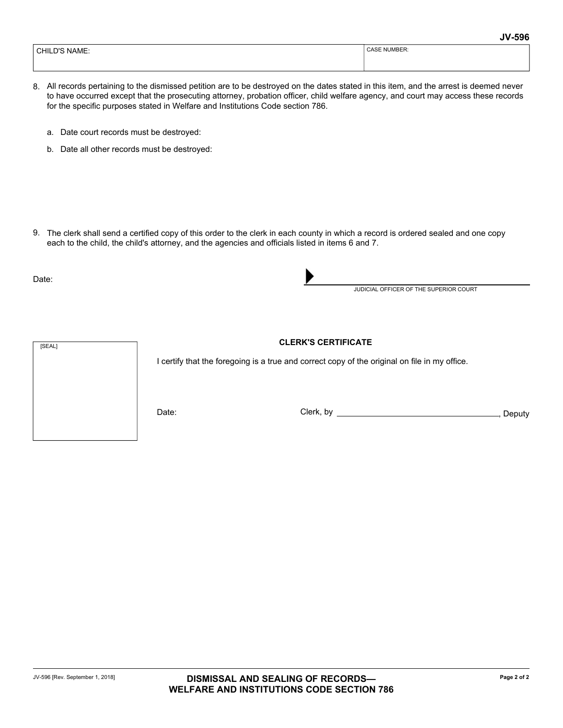JV-596

| CHILD'S NAME: | CASE NUMBER: |
| --- | --- |
| | |

8. All records pertaining to the dismissed petition are to be destroyed on the dates stated in this item, and the arrest is deemed never to have occurred except that the prosecuting attorney, probation officer, child welfare agency, and court may access these records for the specific purposes stated in Welfare and Institutions Code section 786.

   a. Date court records must be destroyed:

   b. Date all other records must be destroyed:

9. The clerk shall send a certified copy of this order to the clerk in each county in which a record is ordered sealed and one copy each to the child, the child's attorney, and the agencies and officials listed in items 6 and 7.

Date:

▶ \_\_\_\_\_\_\_\_\_\_\_\_\_\_\_\_\_\_\_\_\_\_\_\_\_\_\_\_\_\_\_\_\_\_\_\_
JUDICIAL OFFICER OF THE SUPERIOR COURT

[SEAL]

**CLERK'S CERTIFICATE**

I certify that the foregoing is a true and correct copy of the original on file in my office.

Date: Clerk, by \_\_\_\_\_\_\_\_\_\_\_\_\_\_\_\_\_\_\_\_\_\_\_\_\_\_\_\_, Deputy

JV-596 [Rev. September 1, 2018]

**DISMISSAL AND SEALING OF RECORDS— WELFARE AND INSTITUTIONS CODE SECTION 786**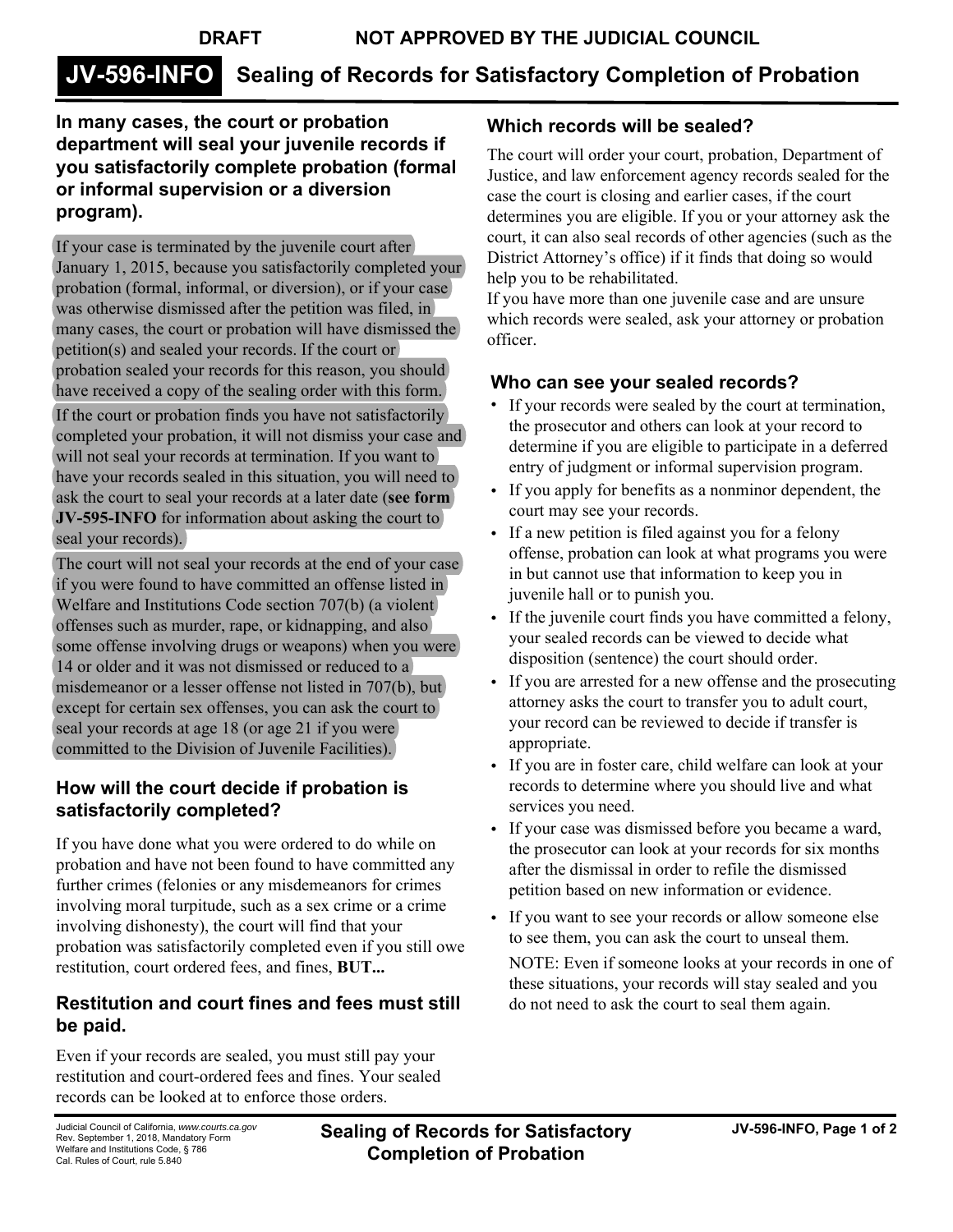DRAFT NOT APPROVED BY THE JUDICIAL COUNCIL

# JV-596-INFO Sealing of Records for Satisfactory Completion of Probation

**In many cases, the court or probation department will seal your juvenile records if you satisfactorily complete probation (formal or informal supervision or a diversion program).**

If your case is terminated by the juvenile court after January 1, 2015, because you satisfactorily completed your probation (formal, informal, or diversion), or if your case was otherwise dismissed after the petition was filed, in many cases, the court or probation will have dismissed the petition(s) and sealed your records. If the court or probation sealed your records for this reason, you should have received a copy of the sealing order with this form.

If the court or probation finds you have not satisfactorily completed your probation, it will not dismiss your case and will not seal your records at termination. If you want to have your records sealed in this situation, you will need to ask the court to seal your records at a later date (**see form JV-595-INFO** for information about asking the court to seal your records).

The court will not seal your records at the end of your case if you were found to have committed an offense listed in Welfare and Institutions Code section 707(b) (a violent offenses such as murder, rape, or kidnapping, and also some offense involving drugs or weapons) when you were 14 or older and it was not dismissed or reduced to a misdemeanor or a lesser offense not listed in 707(b), but except for certain sex offenses, you can ask the court to seal your records at age 18 (or age 21 if you were committed to the Division of Juvenile Facilities).

## How will the court decide if probation is satisfactorily completed?

If you have done what you were ordered to do while on probation and have not been found to have committed any further crimes (felonies or any misdemeanors for crimes involving moral turpitude, such as a sex crime or a crime involving dishonesty), the court will find that your probation was satisfactorily completed even if you still owe restitution, court ordered fees, and fines, **BUT...**

## Restitution and court fines and fees must still be paid.

Even if your records are sealed, you must still pay your restitution and court-ordered fees and fines. Your sealed records can be looked at to enforce those orders.

## Which records will be sealed?

The court will order your court, probation, Department of Justice, and law enforcement agency records sealed for the case the court is closing and earlier cases, if the court determines you are eligible. If you or your attorney ask the court, it can also seal records of other agencies (such as the District Attorney's office) if it finds that doing so would help you to be rehabilitated.

If you have more than one juvenile case and are unsure which records were sealed, ask your attorney or probation officer.

## Who can see your sealed records?

- If your records were sealed by the court at termination, the prosecutor and others can look at your record to determine if you are eligible to participate in a deferred entry of judgment or informal supervision program.
- If you apply for benefits as a nonminor dependent, the court may see your records.
- If a new petition is filed against you for a felony offense, probation can look at what programs you were in but cannot use that information to keep you in juvenile hall or to punish you.
- If the juvenile court finds you have committed a felony, your sealed records can be viewed to decide what disposition (sentence) the court should order.
- If you are arrested for a new offense and the prosecuting attorney asks the court to transfer you to adult court, your record can be reviewed to decide if transfer is appropriate.
- If you are in foster care, child welfare can look at your records to determine where you should live and what services you need.
- If your case was dismissed before you became a ward, the prosecutor can look at your records for six months after the dismissal in order to refile the dismissed petition based on new information or evidence.
- If you want to see your records or allow someone else to see them, you can ask the court to unseal them.

  NOTE: Even if someone looks at your records in one of these situations, your records will stay sealed and you do not need to ask the court to seal them again.

Judicial Council of California, *www.courts.ca.gov*
Rev. September 1, 2018, Mandatory Form
Welfare and Institutions Code, § 786
Cal. Rules of Court, rule 5.840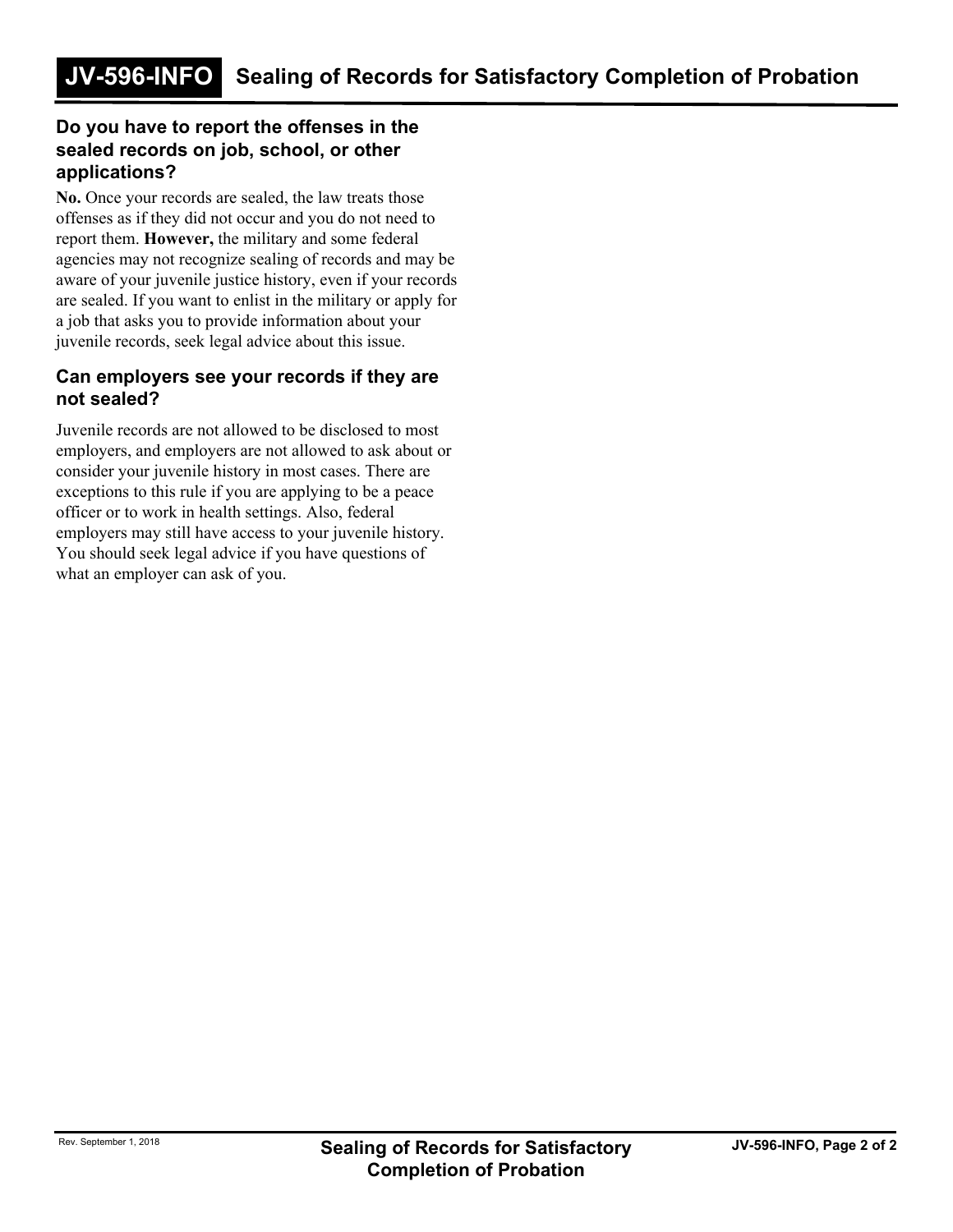### Do you have to report the offenses in the sealed records on job, school, or other applications?

**No.** Once your records are sealed, the law treats those offenses as if they did not occur and you do not need to report them. **However,** the military and some federal agencies may not recognize sealing of records and may be aware of your juvenile justice history, even if your records are sealed. If you want to enlist in the military or apply for a job that asks you to provide information about your juvenile records, seek legal advice about this issue.

### Can employers see your records if they are not sealed?

Juvenile records are not allowed to be disclosed to most employers, and employers are not allowed to ask about or consider your juvenile history in most cases. There are exceptions to this rule if you are applying to be a peace officer or to work in health settings. Also, federal employers may still have access to your juvenile history. You should seek legal advice if you have questions of what an employer can ask of you.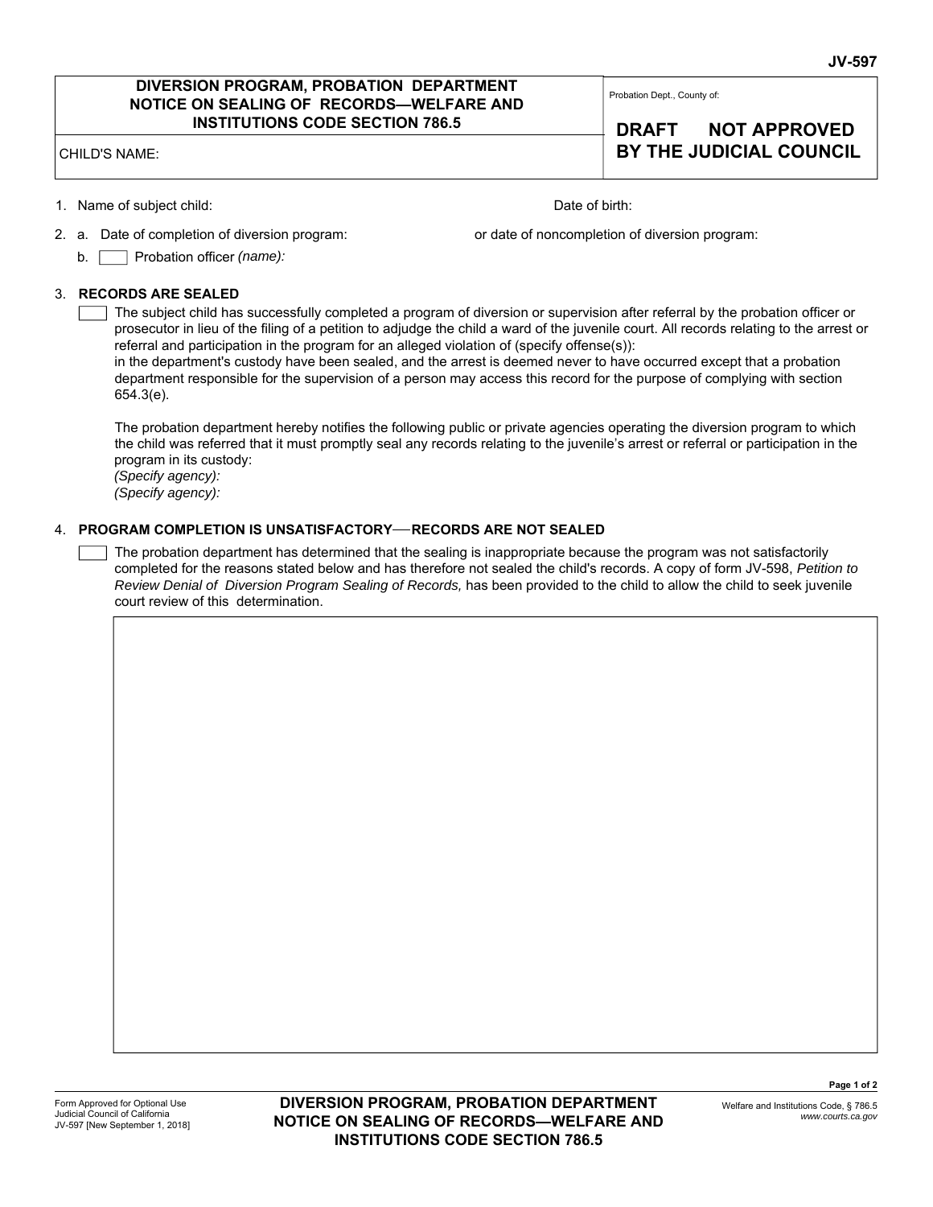JV-597

| DIVERSION PROGRAM, PROBATION DEPARTMENT NOTICE ON SEALING OF RECORDS—WELFARE AND INSTITUTIONS CODE SECTION 786.5 | Probation Dept., County of: |
|---|---|
| CHILD'S NAME: | **DRAFT NOT APPROVED BY THE JUDICIAL COUNCIL** |

1. Name of subject child: Date of birth:

2. a. Date of completion of diversion program: or date of noncompletion of diversion program:

   b. ☐ Probation officer *(name):*

3. **RECORDS ARE SEALED**

   ☐ The subject child has successfully completed a program of diversion or supervision after referral by the probation officer or prosecutor in lieu of the filing of a petition to adjudge the child a ward of the juvenile court. All records relating to the arrest or referral and participation in the program for an alleged violation of (specify offense(s)):
   in the department's custody have been sealed, and the arrest is deemed never to have occurred except that a probation department responsible for the supervision of a person may access this record for the purpose of complying with section 654.3(e).

   The probation department hereby notifies the following public or private agencies operating the diversion program to which the child was referred that it must promptly seal any records relating to the juvenile's arrest or referral or participation in the program in its custody:
   *(Specify agency):*
   *(Specify agency):*

4. **PROGRAM COMPLETION IS UNSATISFACTORY—RECORDS ARE NOT SEALED**

   ☐ The probation department has determined that the sealing is inappropriate because the program was not satisfactorily completed for the reasons stated below and has therefore not sealed the child's records. A copy of form JV-598, *Petition to Review Denial of Diversion Program Sealing of Records,* has been provided to the child to allow the child to seek juvenile court review of this determination.

Form Approved for Optional Use
Judicial Council of California
JV-597 [New September 1, 2018]

**DIVERSION PROGRAM, PROBATION DEPARTMENT NOTICE ON SEALING OF RECORDS—WELFARE AND INSTITUTIONS CODE SECTION 786.5**

Welfare and Institutions Code, § 786.5
*www.courts.ca.gov*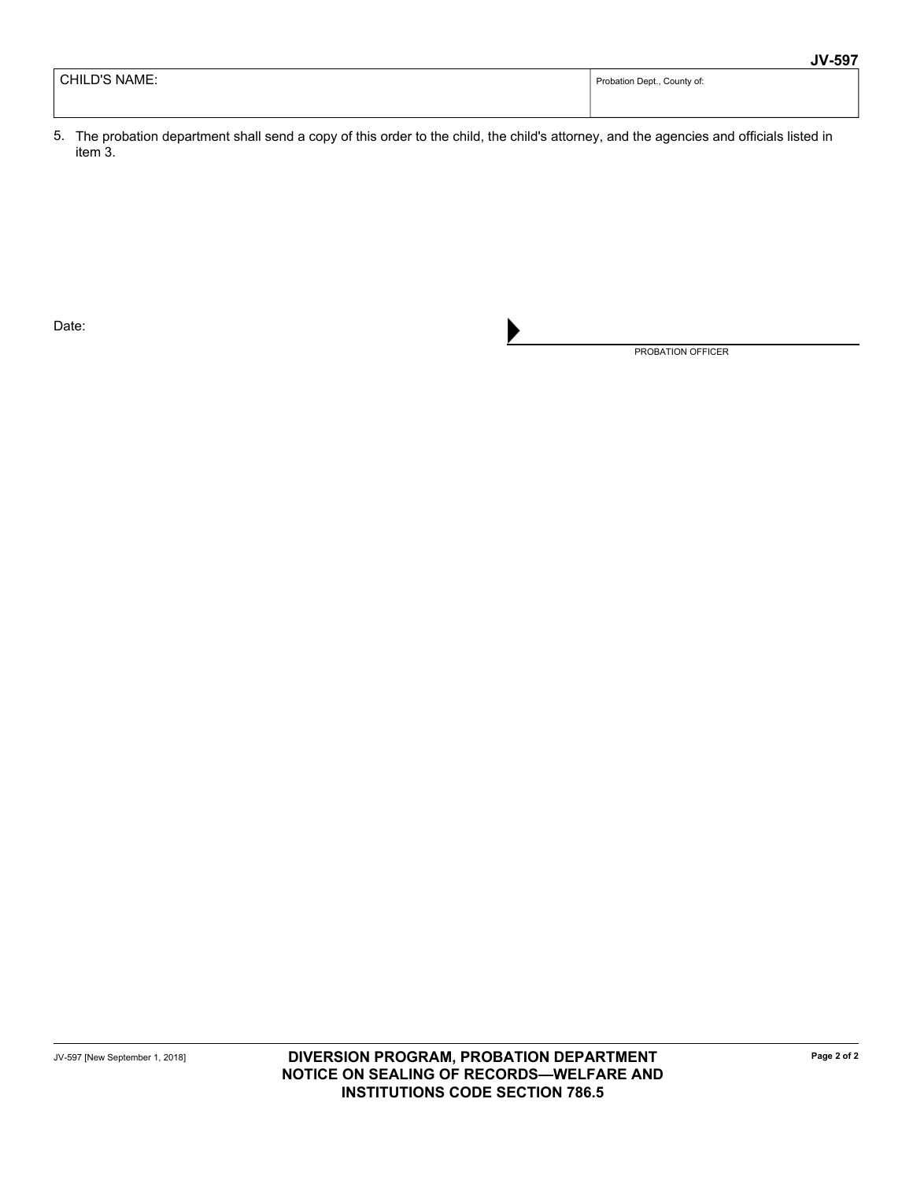| CHILD'S NAME: | Probation Dept., County of: |
| --- | --- |
| | |

5. The probation department shall send a copy of this order to the child, the child's attorney, and the agencies and officials listed in item 3.

Date:

▶ ______________________________
PROBATION OFFICER

JV-597 [New September 1, 2018]

**DIVERSION PROGRAM, PROBATION DEPARTMENT NOTICE ON SEALING OF RECORDS—WELFARE AND INSTITUTIONS CODE SECTION 786.5**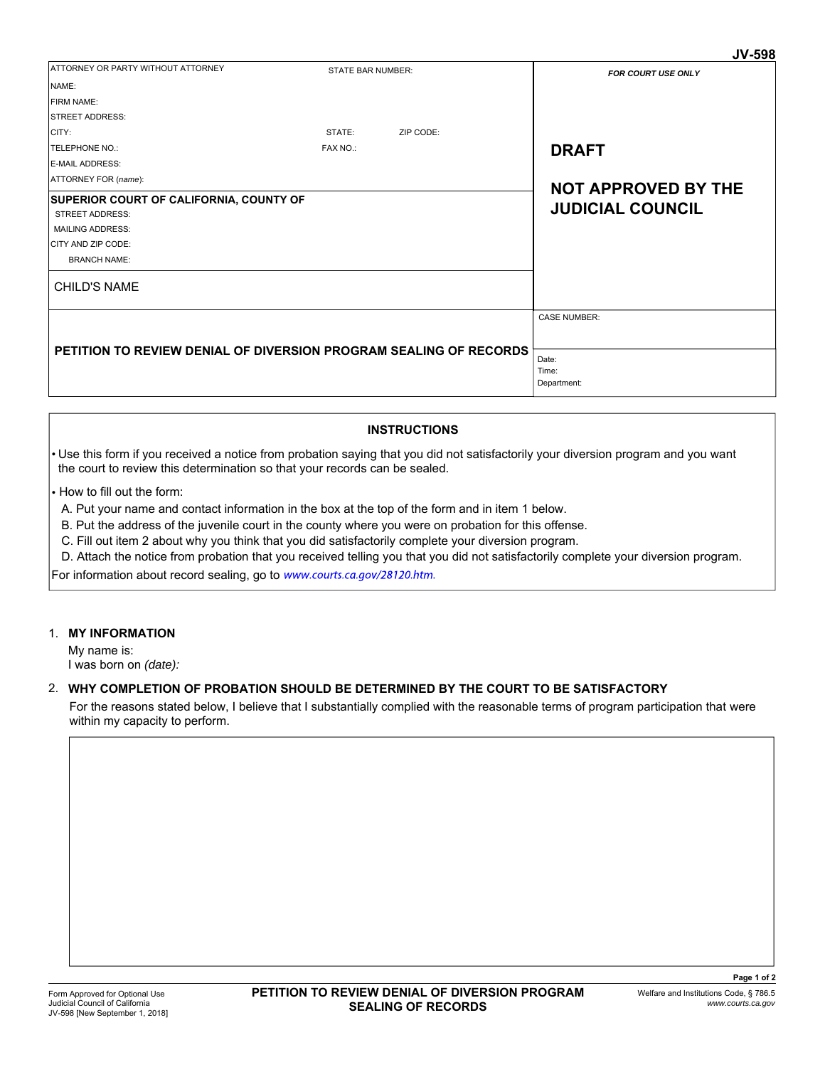JV-598

| ATTORNEY OR PARTY WITHOUT ATTORNEY | STATE BAR NUMBER: | FOR COURT USE ONLY |
|---|---|---|
| NAME: | | |
| FIRM NAME: | | |
| STREET ADDRESS: | | |
| CITY: | STATE: ZIP CODE: | |
| TELEPHONE NO.: | FAX NO.: | **DRAFT** |
| E-MAIL ADDRESS: | | |
| ATTORNEY FOR *(name)*: | | **NOT APPROVED BY THE JUDICIAL COUNCIL** |
| **SUPERIOR COURT OF CALIFORNIA, COUNTY OF** | | |
| STREET ADDRESS: | | |
| MAILING ADDRESS: | | |
| CITY AND ZIP CODE: | | |
| BRANCH NAME: | | |
| CHILD'S NAME | | |
| **PETITION TO REVIEW DENIAL OF DIVERSION PROGRAM SEALING OF RECORDS** | | CASE NUMBER: |
| | | Date: Time: Department: |

## INSTRUCTIONS

- Use this form if you received a notice from probation saying that you did not satisfactorily your diversion program and you want the court to review this determination so that your records can be sealed.
- How to fill out the form:
  A. Put your name and contact information in the box at the top of the form and in item 1 below.
  B. Put the address of the juvenile court in the county where you were on probation for this offense.
  C. Fill out item 2 about why you think that you did satisfactorily complete your diversion program.
  D. Attach the notice from probation that you received telling you that you did not satisfactorily complete your diversion program.

For information about record sealing, go to *www.courts.ca.gov/28120.htm.*

1. **MY INFORMATION**

   My name is:
   I was born on *(date):*

2. **WHY COMPLETION OF PROBATION SHOULD BE DETERMINED BY THE COURT TO BE SATISFACTORY**

   For the reasons stated below, I believe that I substantially complied with the reasonable terms of program participation that were within my capacity to perform.

Form Approved for Optional Use
Judicial Council of California
JV-598 [New September 1, 2018]

**PETITION TO REVIEW DENIAL OF DIVERSION PROGRAM SEALING OF RECORDS**

Welfare and Institutions Code, § 786.5
*www.courts.ca.gov*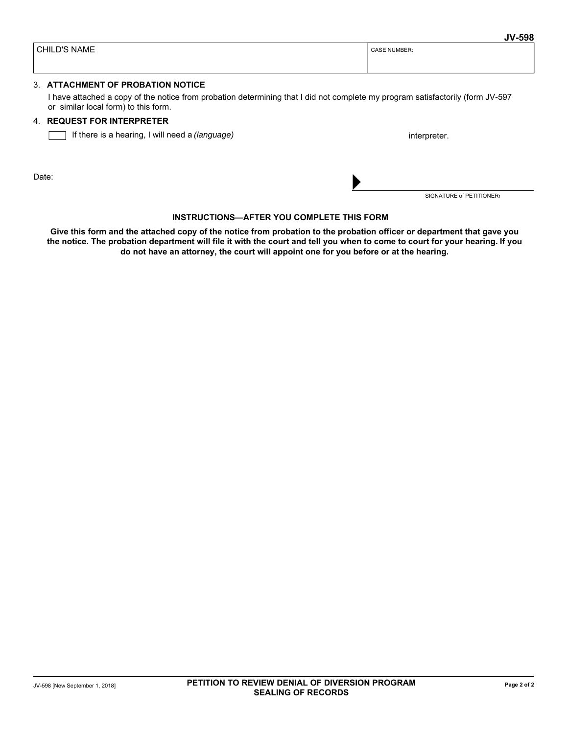JV-598

| CHILD'S NAME | CASE NUMBER: |
| --- | --- |
| | |

3. **ATTACHMENT OF PROBATION NOTICE**

   I have attached a copy of the notice from probation determining that I did not complete my program satisfactorily (form JV-597 or similar local form) to this form.

4. **REQUEST FOR INTERPRETER**

   ☐ If there is a hastening, I will need a *(language)* ______________________ interpreter.

Date:

______________________________
SIGNATURE of PETITIONERr

### INSTRUCTIONS—AFTER YOU COMPLETE THIS FORM

**Give this form and the attached copy of the notice from probation to the probation officer or department that gave you the notice. The probation department will file it with the court and tell you when to come to court for your hearing. If you do not have an attorney, the court will appoint one for you before or at the hearing.**

JV-598 [New September 1, 2018]

**PETITION TO REVIEW DENIAL OF DIVERSION PROGRAM SEALING OF RECORDS**

JV-598

| CHILD'S NAME | CASE NUMBER: |
| --- | --- |
| | |

3. **ATTACHMENT OF PROBATION NOTICE**

   I have attached a copy of the notice from probation determining that I did not complete my program satisfactorily (form JV-597 or similar local form) to this form.

4. **REQUEST FOR INTERPRETER**

   ☐ If there is a hearing, I will need a *(language)* ______________________ interpreter.

Date:

______________________________
SIGNATURE of PETITIONERr

### INSTRUCTIONS—AFTER YOU COMPLETE THIS FORM

**Give this form and the attached copy of the notice from probation to the probation officer or department that gave you the notice. The probation department will file it with the court and tell you when to come to court for your hearing. If you do not have an attorney, the court will appoint one for you before or at the hearing.**

JV-598 [New September 1, 2018]

**PETITION TO REVIEW DENIAL OF DIVERSION PROGRAM SEALING OF RECORDS**